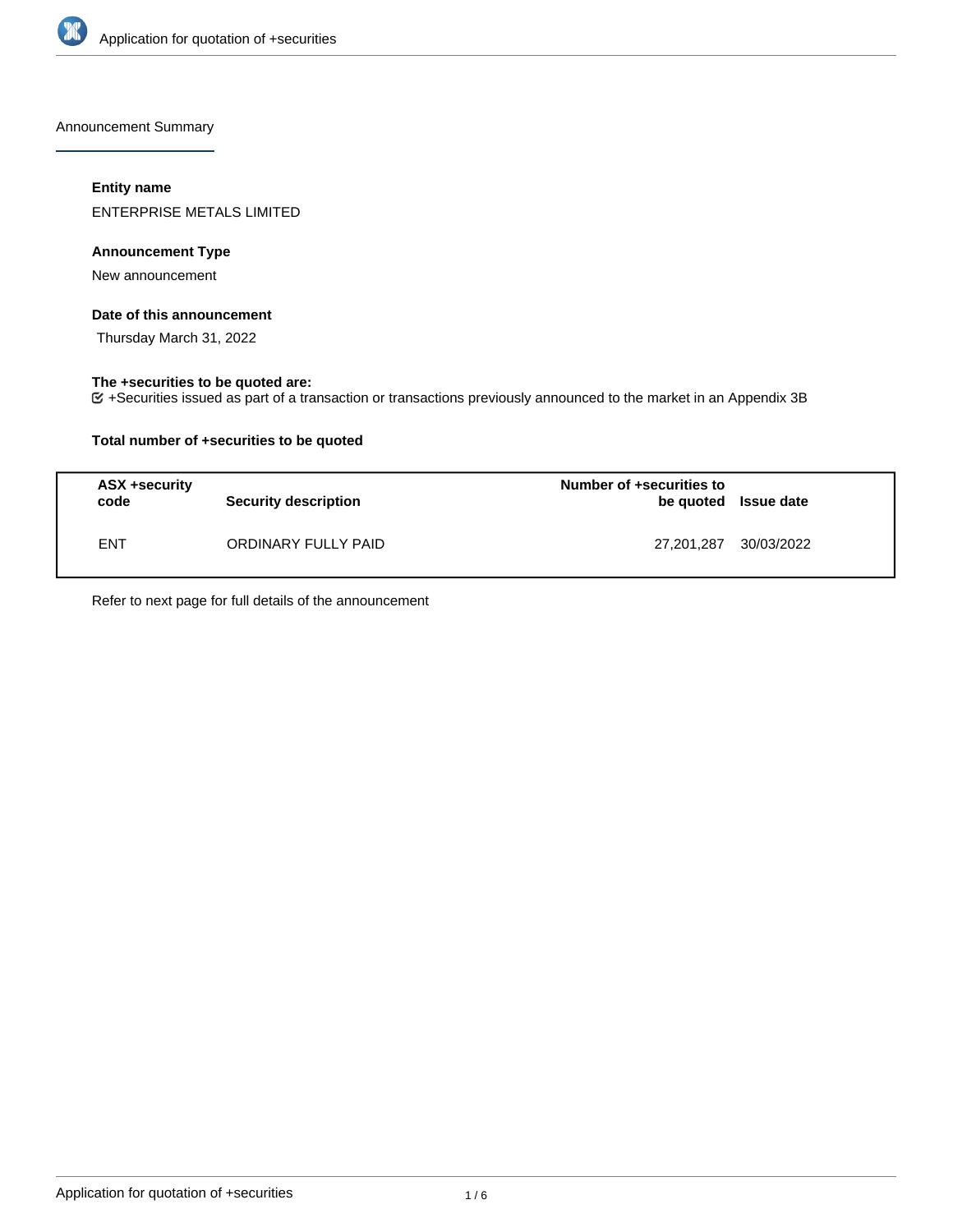Announcement Summary

**Entity name**

ENTERPRISE METALS LIMITED

**Announcement Type**

New announcement

**Date of this announcement**

Thursday March 31, 2022

**The +securities to be quoted are:**

+Securities issued as part of a transaction or transactions previously announced to the market in an Appendix 3B

**Total number of +securities to be quoted**

| ASX +security code | Security description | Number of +securities to be quoted | Issue date |
|---|---|---|---|
| ENT | ORDINARY FULLY PAID | 27,201,287 | 30/03/2022 |

Refer to next page for full details of the announcement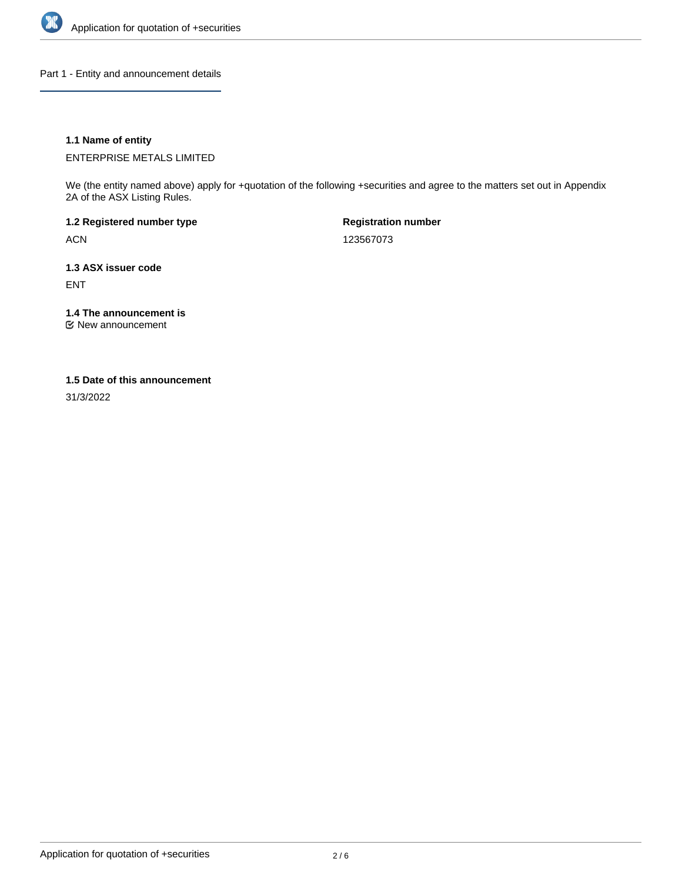## Part 1 - Entity and announcement details

**1.1 Name of entity**

ENTERPRISE METALS LIMITED

We (the entity named above) apply for +quotation of the following +securities and agree to the matters set out in Appendix 2A of the ASX Listing Rules.

**1.2 Registered number type**

ACN

**Registration number**

123567073

**1.3 ASX issuer code**

ENT

**1.4 The announcement is**

☑ New announcement

**1.5 Date of this announcement**

31/3/2022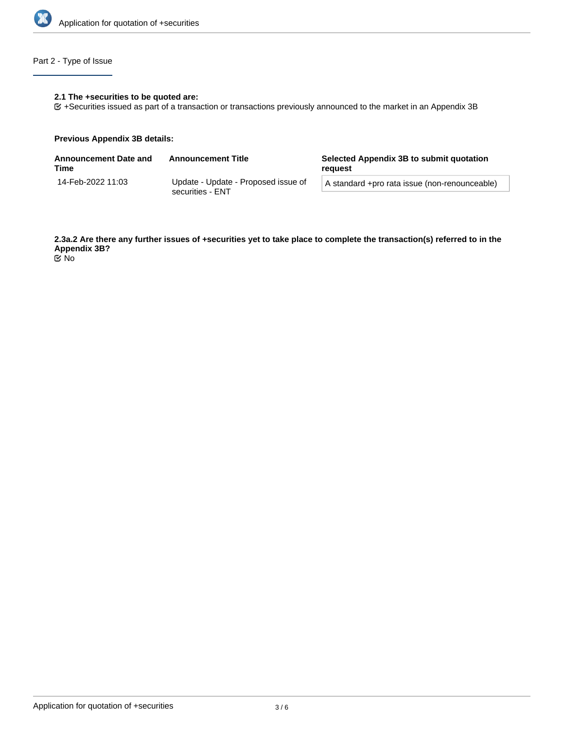## Part 2 - Type of Issue

**2.1 The +securities to be quoted are:**

☑ +Securities issued as part of a transaction or transactions previously announced to the market in an Appendix 3B

**Previous Appendix 3B details:**

| Announcement Date and Time | Announcement Title | Selected Appendix 3B to submit quotation request |
| --- | --- | --- |
| 14-Feb-2022 11:03 | Update - Update - Proposed issue of securities - ENT | A standard +pro rata issue (non-renounceable) |

**2.3a.2 Are there any further issues of +securities yet to take place to complete the transaction(s) referred to in the Appendix 3B?**

☑ No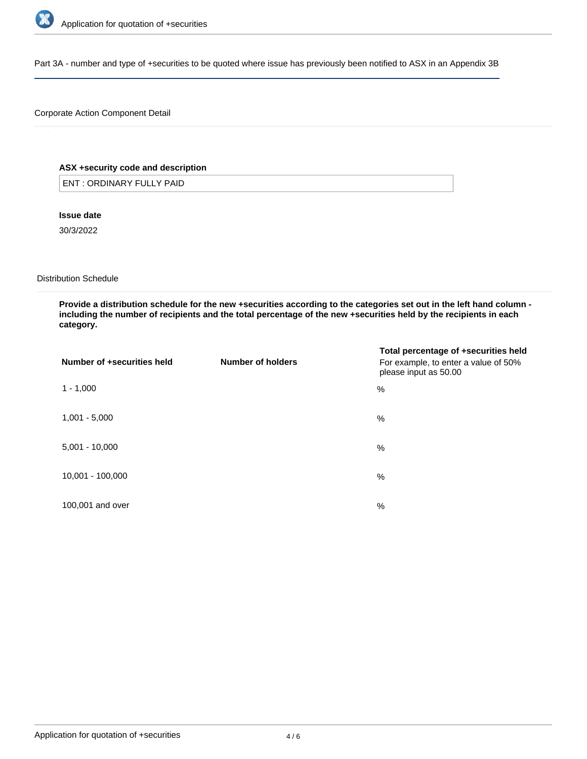## Part 3A - number and type of +securities to be quoted where issue has previously been notified to ASX in an Appendix 3B

### Corporate Action Component Detail

**ASX +security code and description**

ENT : ORDINARY FULLY PAID

**Issue date**

30/3/2022

### Distribution Schedule

**Provide a distribution schedule for the new +securities according to the categories set out in the left hand column - including the number of recipients and the total percentage of the new +securities held by the recipients in each category.**

| Number of +securities held | Number of holders | Total percentage of +securities held<br>For example, to enter a value of 50% please input as 50.00 |
|---|---|---|
| 1 - 1,000 | | % |
| 1,001 - 5,000 | | % |
| 5,001 - 10,000 | | % |
| 10,001 - 100,000 | | % |
| 100,001 and over | | % |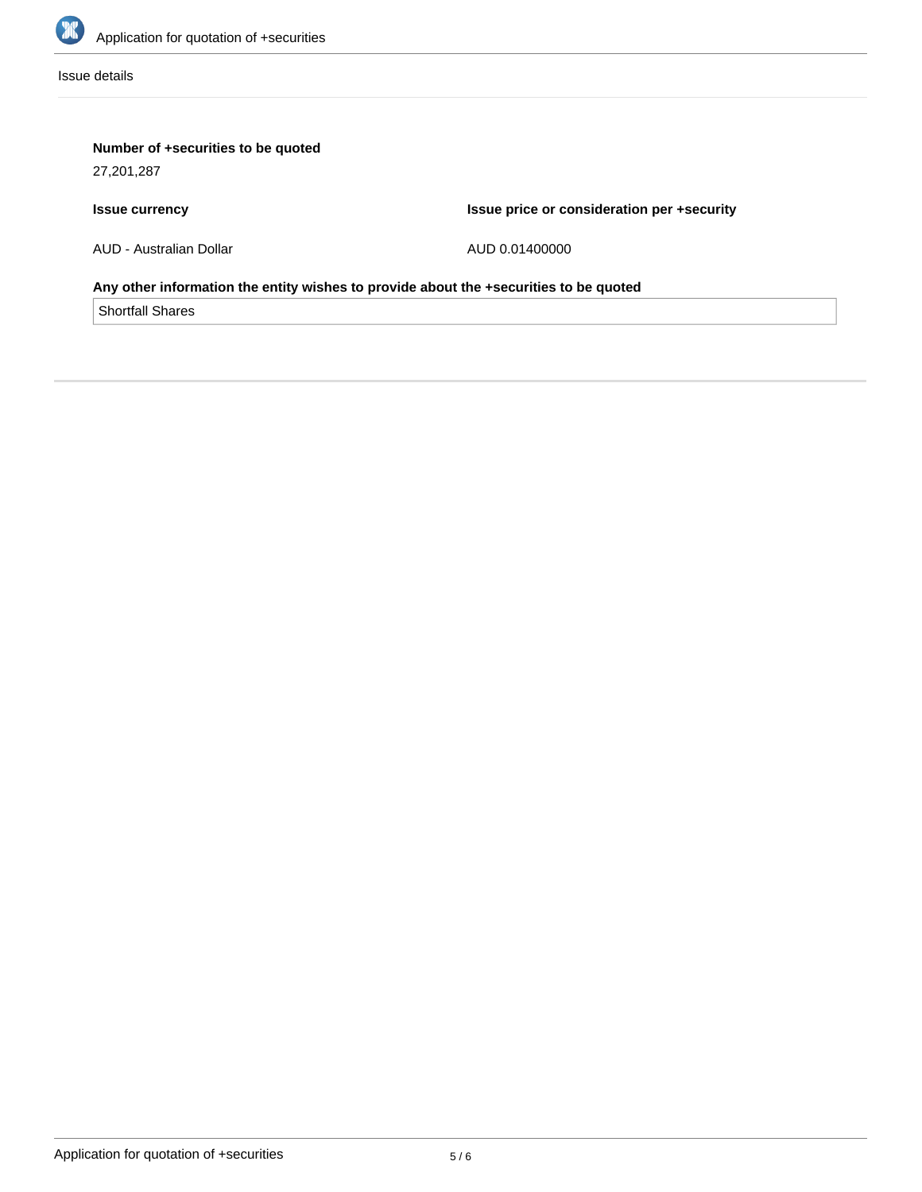Issue details

**Number of +securities to be quoted**

27,201,287

| **Issue currency** | **Issue price or consideration per +security** |
| --- | --- |
| AUD - Australian Dollar | AUD 0.01400000 |

**Any other information the entity wishes to provide about the +securities to be quoted**

Shortfall Shares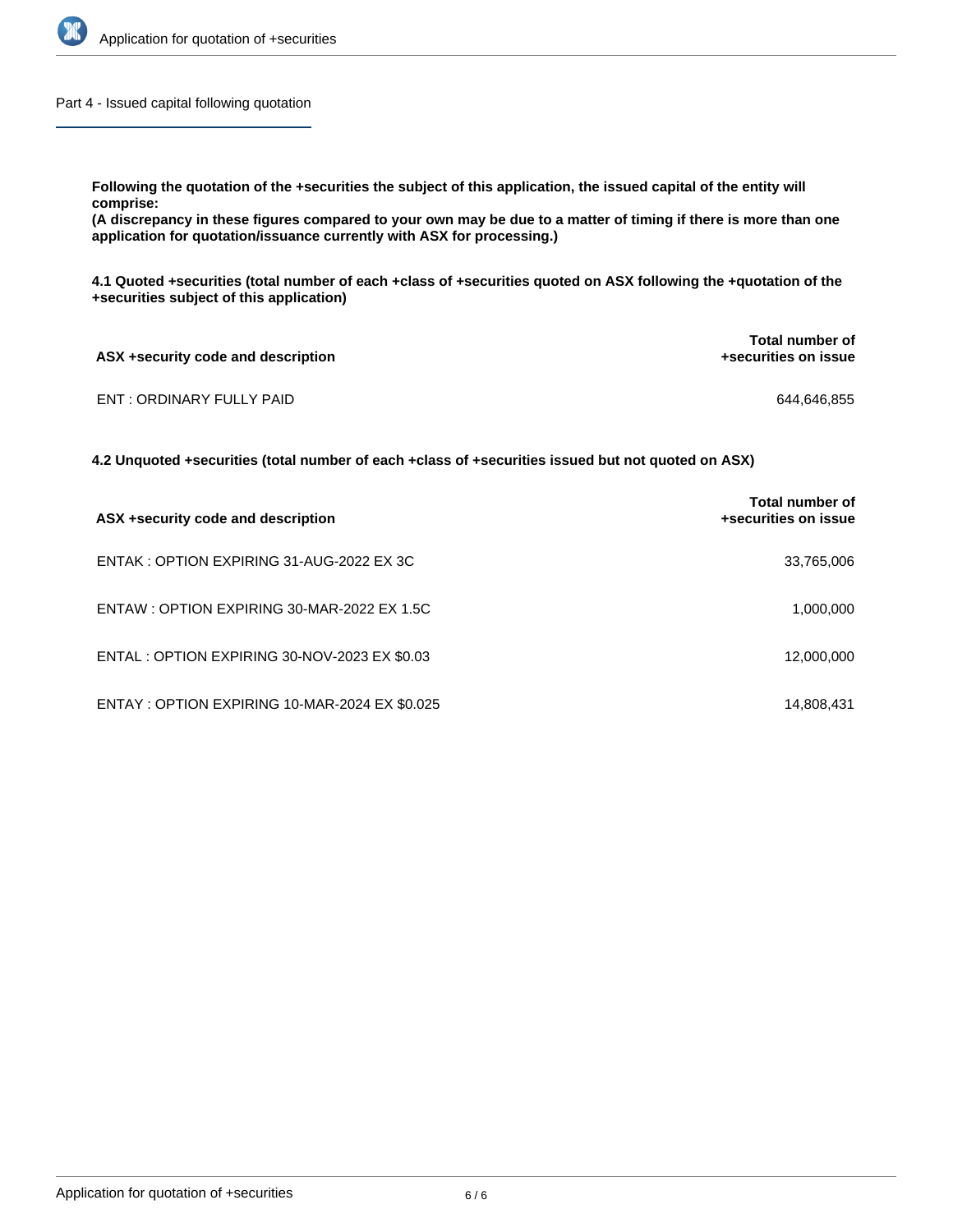## Part 4 - Issued capital following quotation

**Following the quotation of the +securities the subject of this application, the issued capital of the entity will comprise:**
**(A discrepancy in these figures compared to your own may be due to a matter of timing if there is more than one application for quotation/issuance currently with ASX for processing.)**

**4.1 Quoted +securities (total number of each +class of +securities quoted on ASX following the +quotation of the +securities subject of this application)**

| ASX +security code and description | Total number of +securities on issue |
|---|---|
| ENT : ORDINARY FULLY PAID | 644,646,855 |

**4.2 Unquoted +securities (total number of each +class of +securities issued but not quoted on ASX)**

| ASX +security code and description | Total number of +securities on issue |
|---|---|
| ENTAK : OPTION EXPIRING 31-AUG-2022 EX 3C | 33,765,006 |
| ENTAW : OPTION EXPIRING 30-MAR-2022 EX 1.5C | 1,000,000 |
| ENTAL : OPTION EXPIRING 30-NOV-2023 EX $0.03 | 12,000,000 |
| ENTAY : OPTION EXPIRING 10-MAR-2024 EX $0.025 | 14,808,431 |